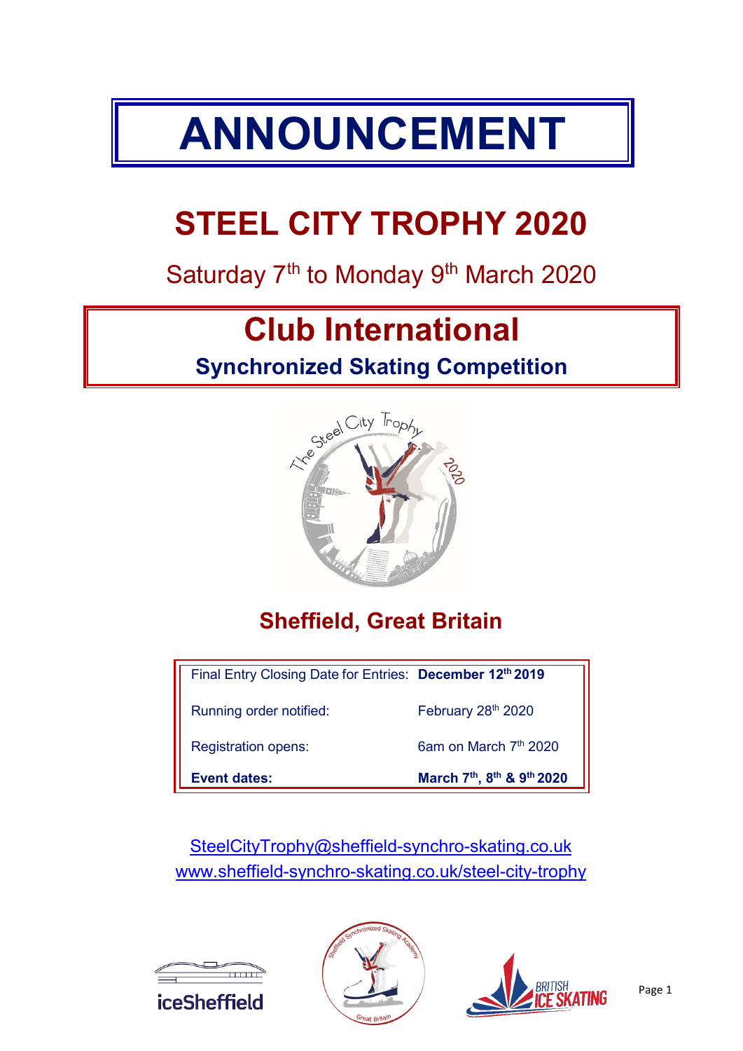# ANNOUNCEMENT

# STEEL CITY TROPHY 2020

Saturday 7th to Monday 9th March 2020

## Club International

### Synchronized Skating Competition

## Sheffield, Great Britain

| | |
|---|---|
| Final Entry Closing Date for Entries: | **December 12th 2019** |
| Running order notified: | February 28th 2020 |
| Registration opens: | 6am on March 7th 2020 |
| **Event dates:** | **March 7th, 8th & 9th 2020** |

SteelCityTrophy@sheffield-synchro-skating.co.uk
www.sheffield-synchro-skating.co.uk/steel-city-trophy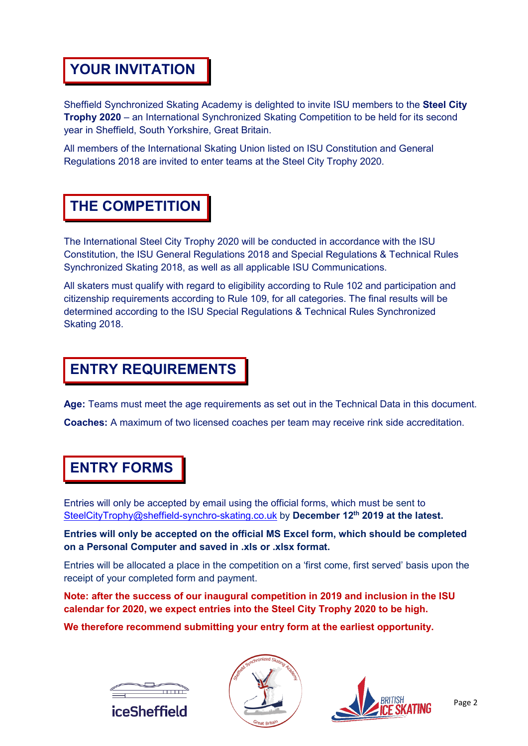## YOUR INVITATION

Sheffield Synchronized Skating Academy is delighted to invite ISU members to the **Steel City Trophy 2020** – an International Synchronized Skating Competition to be held for its second year in Sheffield, South Yorkshire, Great Britain.

All members of the International Skating Union listed on ISU Constitution and General Regulations 2018 are invited to enter teams at the Steel City Trophy 2020.

## THE COMPETITION

The International Steel City Trophy 2020 will be conducted in accordance with the ISU Constitution, the ISU General Regulations 2018 and Special Regulations & Technical Rules Synchronized Skating 2018, as well as all applicable ISU Communications.

All skaters must qualify with regard to eligibility according to Rule 102 and participation and citizenship requirements according to Rule 109, for all categories. The final results will be determined according to the ISU Special Regulations & Technical Rules Synchronized Skating 2018.

## ENTRY REQUIREMENTS

**Age:** Teams must meet the age requirements as set out in the Technical Data in this document.

**Coaches:** A maximum of two licensed coaches per team may receive rink side accreditation.

## ENTRY FORMS

Entries will only be accepted by email using the official forms, which must be sent to SteelCityTrophy@sheffield-synchro-skating.co.uk by **December 12th 2019 at the latest.**

**Entries will only be accepted on the official MS Excel form, which should be completed on a Personal Computer and saved in .xls or .xlsx format.**

Entries will be allocated a place in the competition on a 'first come, first served' basis upon the receipt of your completed form and payment.

**Note: after the success of our inaugural competition in 2019 and inclusion in the ISU calendar for 2020, we expect entries into the Steel City Trophy 2020 to be high.**

**We therefore recommend submitting your entry form at the earliest opportunity.**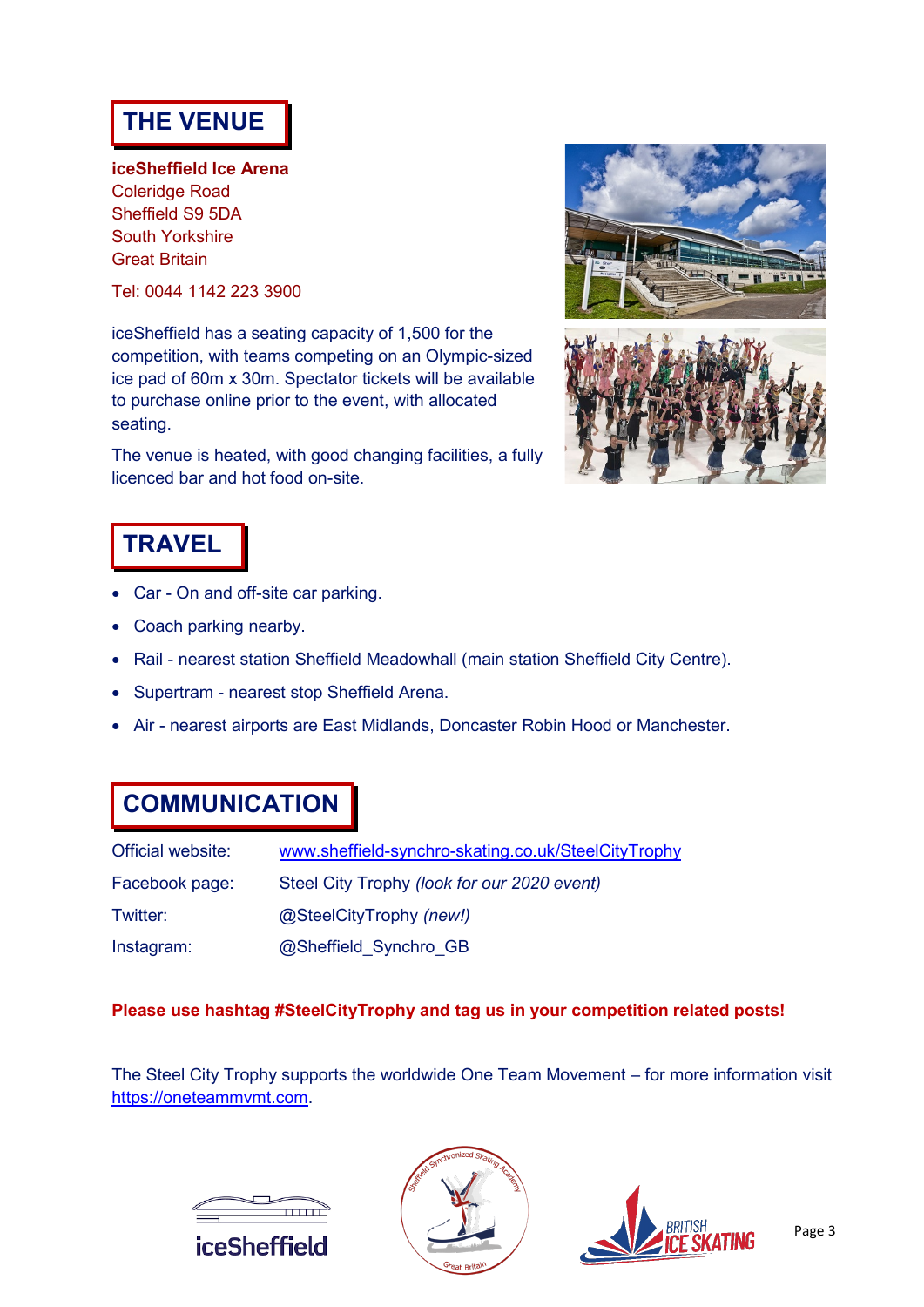## THE VENUE

**iceSheffield Ice Arena**
Coleridge Road
Sheffield S9 5DA
South Yorkshire
Great Britain

Tel: 0044 1142 223 3900

iceSheffield has a seating capacity of 1,500 for the competition, with teams competing on an Olympic-sized ice pad of 60m x 30m. Spectator tickets will be available to purchase online prior to the event, with allocated seating.

The venue is heated, with good changing facilities, a fully licenced bar and hot food on-site.

## TRAVEL

- Car - On and off-site car parking.
- Coach parking nearby.
- Rail - nearest station Sheffield Meadowhall (main station Sheffield City Centre).
- Supertram - nearest stop Sheffield Arena.
- Air - nearest airports are East Midlands, Doncaster Robin Hood or Manchester.

## COMMUNICATION

| | |
|---|---|
| Official website: | www.sheffield-synchro-skating.co.uk/SteelCityTrophy |
| Facebook page: | Steel City Trophy *(look for our 2020 event)* |
| Twitter: | @SteelCityTrophy *(new!)* |
| Instagram: | @Sheffield_Synchro_GB |

**Please use hashtag #SteelCityTrophy and tag us in your competition related posts!**

The Steel City Trophy supports the worldwide One Team Movement – for more information visit https://oneteammvmt.com.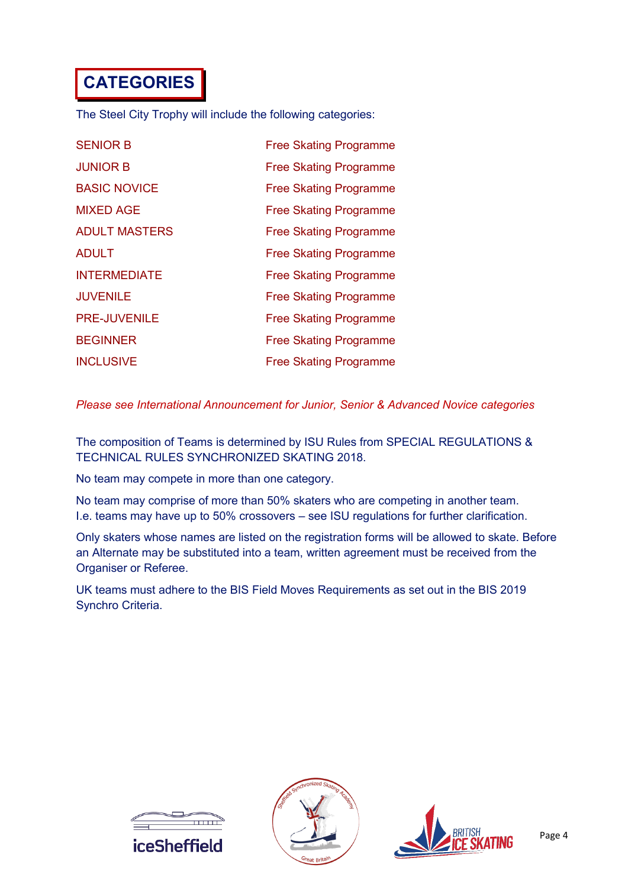# CATEGORIES

The Steel City Trophy will include the following categories:

| | |
|---|---|
| SENIOR B | Free Skating Programme |
| JUNIOR B | Free Skating Programme |
| BASIC NOVICE | Free Skating Programme |
| MIXED AGE | Free Skating Programme |
| ADULT MASTERS | Free Skating Programme |
| ADULT | Free Skating Programme |
| INTERMEDIATE | Free Skating Programme |
| JUVENILE | Free Skating Programme |
| PRE-JUVENILE | Free Skating Programme |
| BEGINNER | Free Skating Programme |
| INCLUSIVE | Free Skating Programme |

*Please see International Announcement for Junior, Senior & Advanced Novice categories*

The composition of Teams is determined by ISU Rules from SPECIAL REGULATIONS & TECHNICAL RULES SYNCHRONIZED SKATING 2018.

No team may compete in more than one category.

No team may comprise of more than 50% skaters who are competing in another team. I.e. teams may have up to 50% crossovers – see ISU regulations for further clarification.

Only skaters whose names are listed on the registration forms will be allowed to skate. Before an Alternate may be substituted into a team, written agreement must be received from the Organiser or Referee.

UK teams must adhere to the BIS Field Moves Requirements as set out in the BIS 2019 Synchro Criteria.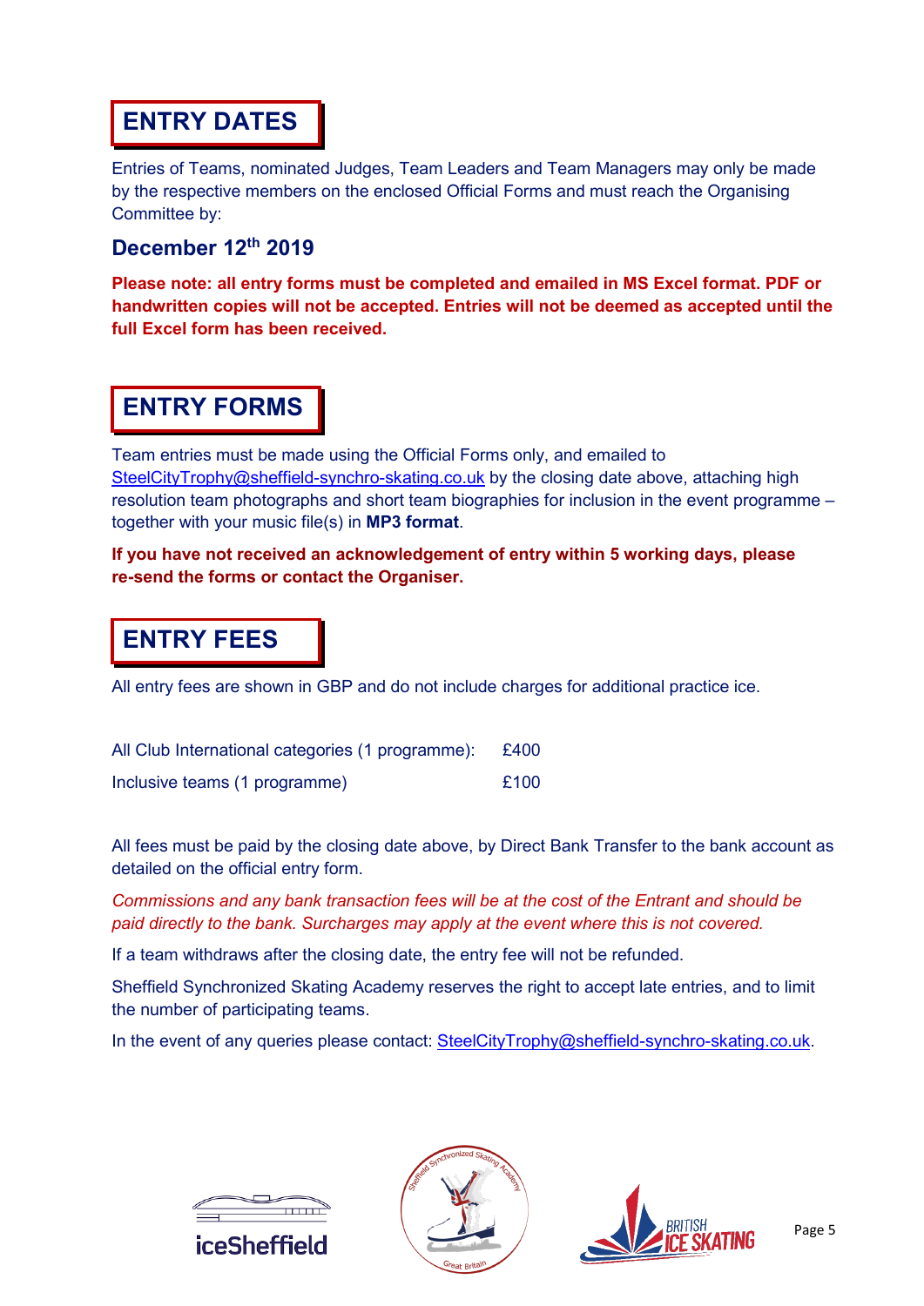## ENTRY DATES

Entries of Teams, nominated Judges, Team Leaders and Team Managers may only be made by the respective members on the enclosed Official Forms and must reach the Organising Committee by:

### December 12th 2019

**Please note: all entry forms must be completed and emailed in MS Excel format. PDF or handwritten copies will not be accepted. Entries will not be deemed as accepted until the full Excel form has been received.**

## ENTRY FORMS

Team entries must be made using the Official Forms only, and emailed to SteelCityTrophy@sheffield-synchro-skating.co.uk by the closing date above, attaching high resolution team photographs and short team biographies for inclusion in the event programme – together with your music file(s) in **MP3 format**.

**If you have not received an acknowledgement of entry within 5 working days, please re-send the forms or contact the Organiser.**

## ENTRY FEES

All entry fees are shown in GBP and do not include charges for additional practice ice.

| | |
|---|---|
| All Club International categories (1 programme): | £400 |
| Inclusive teams (1 programme) | £100 |

All fees must be paid by the closing date above, by Direct Bank Transfer to the bank account as detailed on the official entry form.

*Commissions and any bank transaction fees will be at the cost of the Entrant and should be paid directly to the bank. Surcharges may apply at the event where this is not covered.*

If a team withdraws after the closing date, the entry fee will not be refunded.

Sheffield Synchronized Skating Academy reserves the right to accept late entries, and to limit the number of participating teams.

In the event of any queries please contact: SteelCityTrophy@sheffield-synchro-skating.co.uk.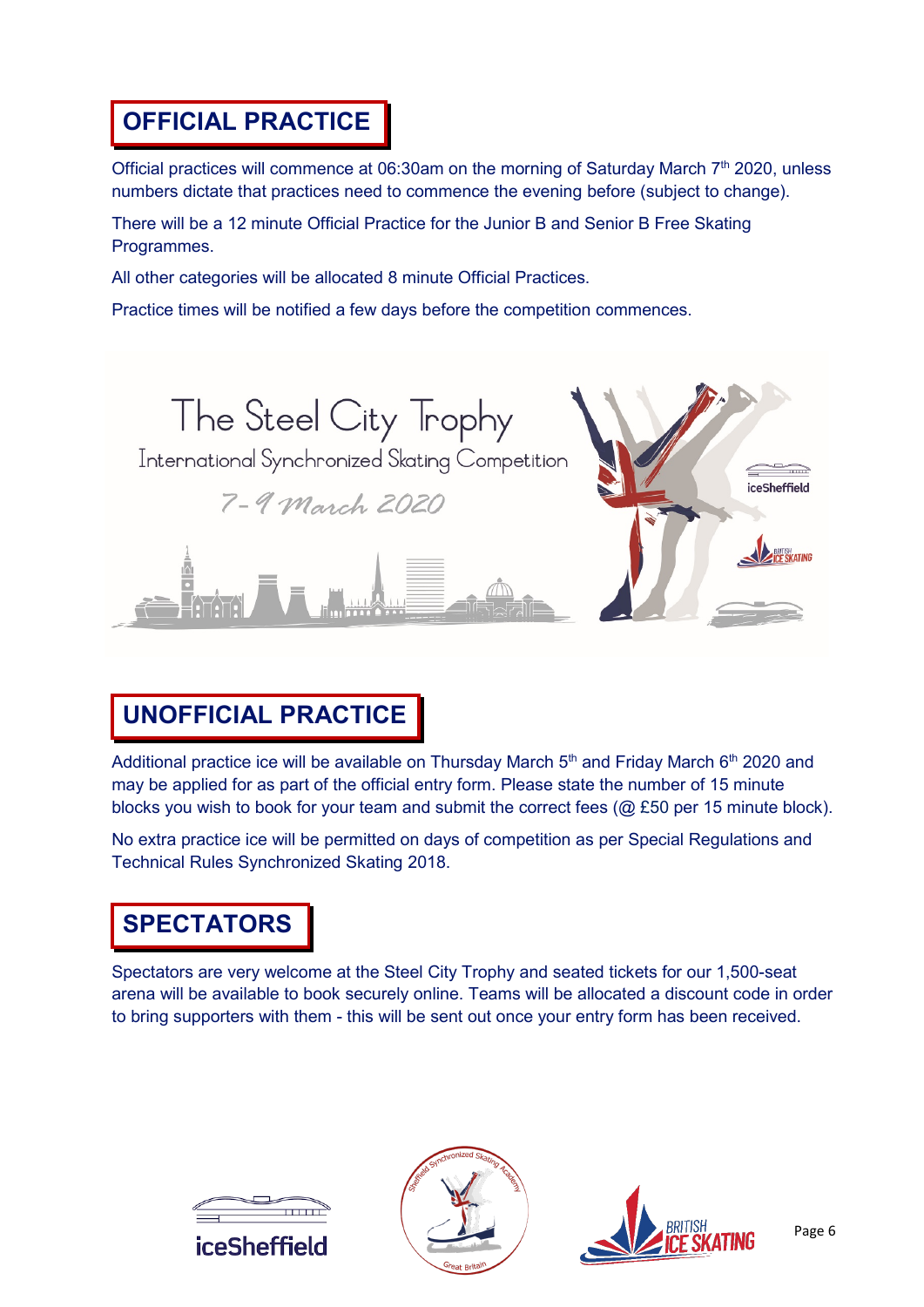## OFFICIAL PRACTICE

Official practices will commence at 06:30am on the morning of Saturday March 7th 2020, unless numbers dictate that practices need to commence the evening before (subject to change).

There will be a 12 minute Official Practice for the Junior B and Senior B Free Skating Programmes.

All other categories will be allocated 8 minute Official Practices.

Practice times will be notified a few days before the competition commences.

## UNOFFICIAL PRACTICE

Additional practice ice will be available on Thursday March 5th and Friday March 6th 2020 and may be applied for as part of the official entry form. Please state the number of 15 minute blocks you wish to book for your team and submit the correct fees (@ £50 per 15 minute block).

No extra practice ice will be permitted on days of competition as per Special Regulations and Technical Rules Synchronized Skating 2018.

## SPECTATORS

Spectators are very welcome at the Steel City Trophy and seated tickets for our 1,500-seat arena will be available to book securely online. Teams will be allocated a discount code in order to bring supporters with them - this will be sent out once your entry form has been received.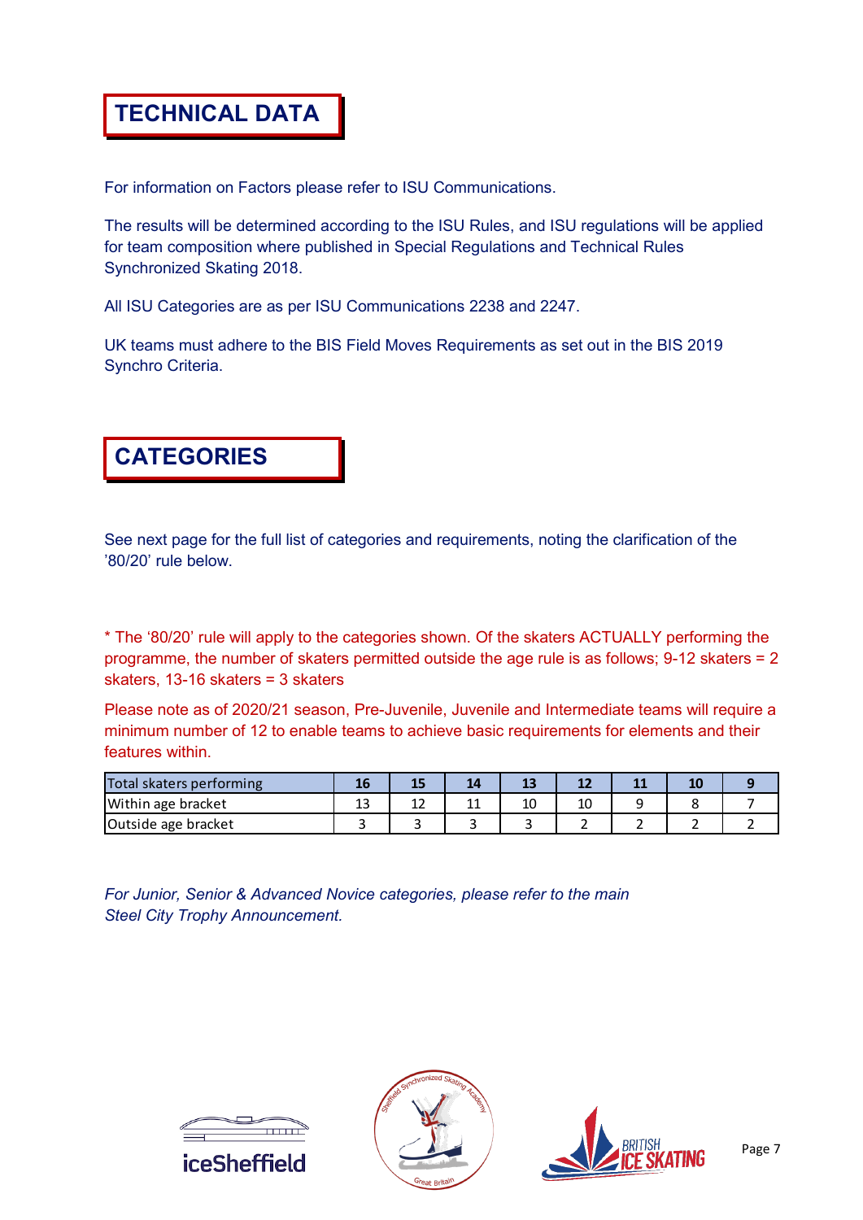# TECHNICAL DATA

For information on Factors please refer to ISU Communications.

The results will be determined according to the ISU Rules, and ISU regulations will be applied for team composition where published in Special Regulations and Technical Rules Synchronized Skating 2018.

All ISU Categories are as per ISU Communications 2238 and 2247.

UK teams must adhere to the BIS Field Moves Requirements as set out in the BIS 2019 Synchro Criteria.

# CATEGORIES

See next page for the full list of categories and requirements, noting the clarification of the '80/20' rule below.

* The '80/20' rule will apply to the categories shown. Of the skaters ACTUALLY performing the programme, the number of skaters permitted outside the age rule is as follows; 9-12 skaters = 2 skaters, 13-16 skaters = 3 skaters

Please note as of 2020/21 season, Pre-Juvenile, Juvenile and Intermediate teams will require a minimum number of 12 to enable teams to achieve basic requirements for elements and their features within.

| Total skaters performing | 16 | 15 | 14 | 13 | 12 | 11 | 10 | 9 |
|---|---|---|---|---|---|---|---|---|
| Within age bracket | 13 | 12 | 11 | 10 | 10 | 9 | 8 | 7 |
| Outside age bracket | 3 | 3 | 3 | 3 | 2 | 2 | 2 | 2 |

*For Junior, Senior & Advanced Novice categories, please refer to the main Steel City Trophy Announcement.*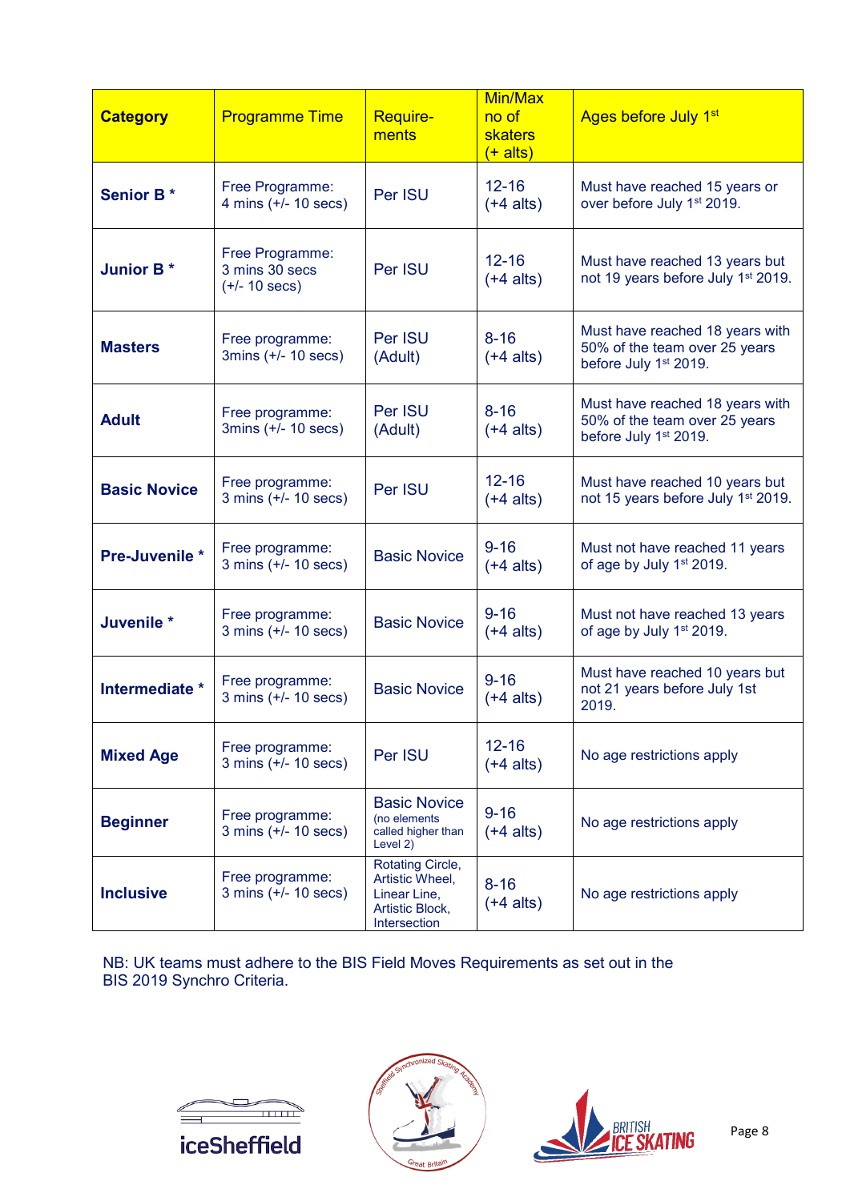| **Category** | Programme Time | Require-ments | Min/Max no of skaters (+ alts) | Ages before July 1st |
|---|---|---|---|---|
| **Senior B *** | Free Programme: 4 mins (+/- 10 secs) | Per ISU | 12-16 (+4 alts) | Must have reached 15 years or over before July 1st 2019. |
| **Junior B *** | Free Programme: 3 mins 30 secs (+/- 10 secs) | Per ISU | 12-16 (+4 alts) | Must have reached 13 years but not 19 years before July 1st 2019. |
| **Masters** | Free programme: 3mins (+/- 10 secs) | Per ISU (Adult) | 8-16 (+4 alts) | Must have reached 18 years with 50% of the team over 25 years before July 1st 2019. |
| **Adult** | Free programme: 3mins (+/- 10 secs) | Per ISU (Adult) | 8-16 (+4 alts) | Must have reached 18 years with 50% of the team over 25 years before July 1st 2019. |
| **Basic Novice** | Free programme: 3 mins (+/- 10 secs) | Per ISU | 12-16 (+4 alts) | Must have reached 10 years but not 15 years before July 1st 2019. |
| **Pre-Juvenile *** | Free programme: 3 mins (+/- 10 secs) | Basic Novice | 9-16 (+4 alts) | Must not have reached 11 years of age by July 1st 2019. |
| **Juvenile *** | Free programme: 3 mins (+/- 10 secs) | Basic Novice | 9-16 (+4 alts) | Must not have reached 13 years of age by July 1st 2019. |
| **Intermediate *** | Free programme: 3 mins (+/- 10 secs) | Basic Novice | 9-16 (+4 alts) | Must have reached 10 years but not 21 years before July 1st 2019. |
| **Mixed Age** | Free programme: 3 mins (+/- 10 secs) | Per ISU | 12-16 (+4 alts) | No age restrictions apply |
| **Beginner** | Free programme: 3 mins (+/- 10 secs) | Basic Novice (no elements called higher than Level 2) | 9-16 (+4 alts) | No age restrictions apply |
| **Inclusive** | Free programme: 3 mins (+/- 10 secs) | Rotating Circle, Artistic Wheel, Linear Line, Artistic Block, Intersection | 8-16 (+4 alts) | No age restrictions apply |

NB: UK teams must adhere to the BIS Field Moves Requirements as set out in the BIS 2019 Synchro Criteria.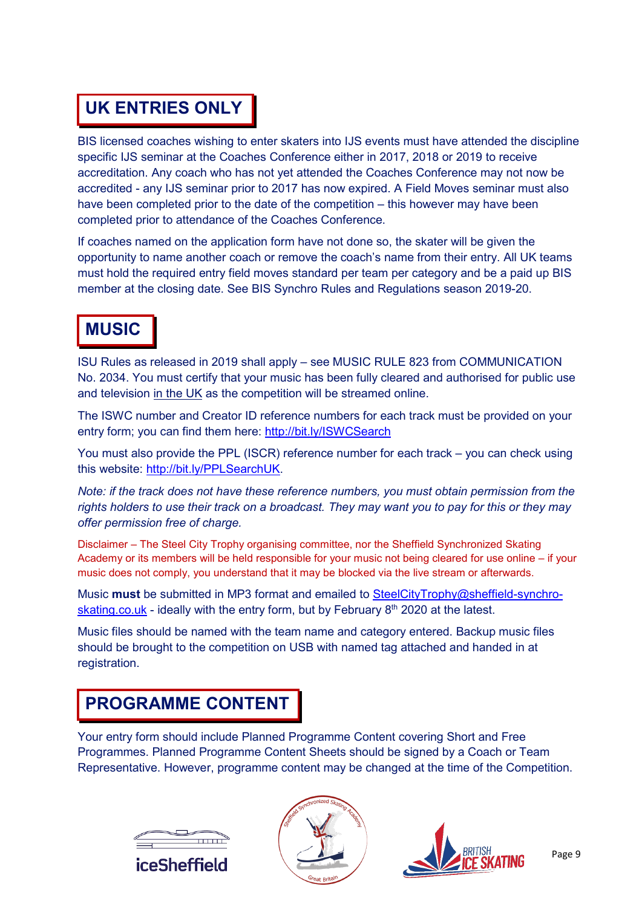## UK ENTRIES ONLY

BIS licensed coaches wishing to enter skaters into IJS events must have attended the discipline specific IJS seminar at the Coaches Conference either in 2017, 2018 or 2019 to receive accreditation. Any coach who has not yet attended the Coaches Conference may not now be accredited - any IJS seminar prior to 2017 has now expired. A Field Moves seminar must also have been completed prior to the date of the competition – this however may have been completed prior to attendance of the Coaches Conference.

If coaches named on the application form have not done so, the skater will be given the opportunity to name another coach or remove the coach's name from their entry. All UK teams must hold the required entry field moves standard per team per category and be a paid up BIS member at the closing date. See BIS Synchro Rules and Regulations season 2019-20.

## MUSIC

ISU Rules as released in 2019 shall apply – see MUSIC RULE 823 from COMMUNICATION No. 2034. You must certify that your music has been fully cleared and authorised for public use and television in the UK as the competition will be streamed online.

The ISWC number and Creator ID reference numbers for each track must be provided on your entry form; you can find them here: http://bit.ly/ISWCSearch

You must also provide the PPL (ISCR) reference number for each track – you can check using this website: http://bit.ly/PPLSearchUK.

*Note: if the track does not have these reference numbers, you must obtain permission from the rights holders to use their track on a broadcast. They may want you to pay for this or they may offer permission free of charge.*

Disclaimer – The Steel City Trophy organising committee, nor the Sheffield Synchronized Skating Academy or its members will be held responsible for your music not being cleared for use online – if your music does not comply, you understand that it may be blocked via the live stream or afterwards.

Music **must** be submitted in MP3 format and emailed to SteelCityTrophy@sheffield-synchro-skating.co.uk - ideally with the entry form, but by February 8th 2020 at the latest.

Music files should be named with the team name and category entered. Backup music files should be brought to the competition on USB with named tag attached and handed in at registration.

## PROGRAMME CONTENT

Your entry form should include Planned Programme Content covering Short and Free Programmes. Planned Programme Content Sheets should be signed by a Coach or Team Representative. However, programme content may be changed at the time of the Competition.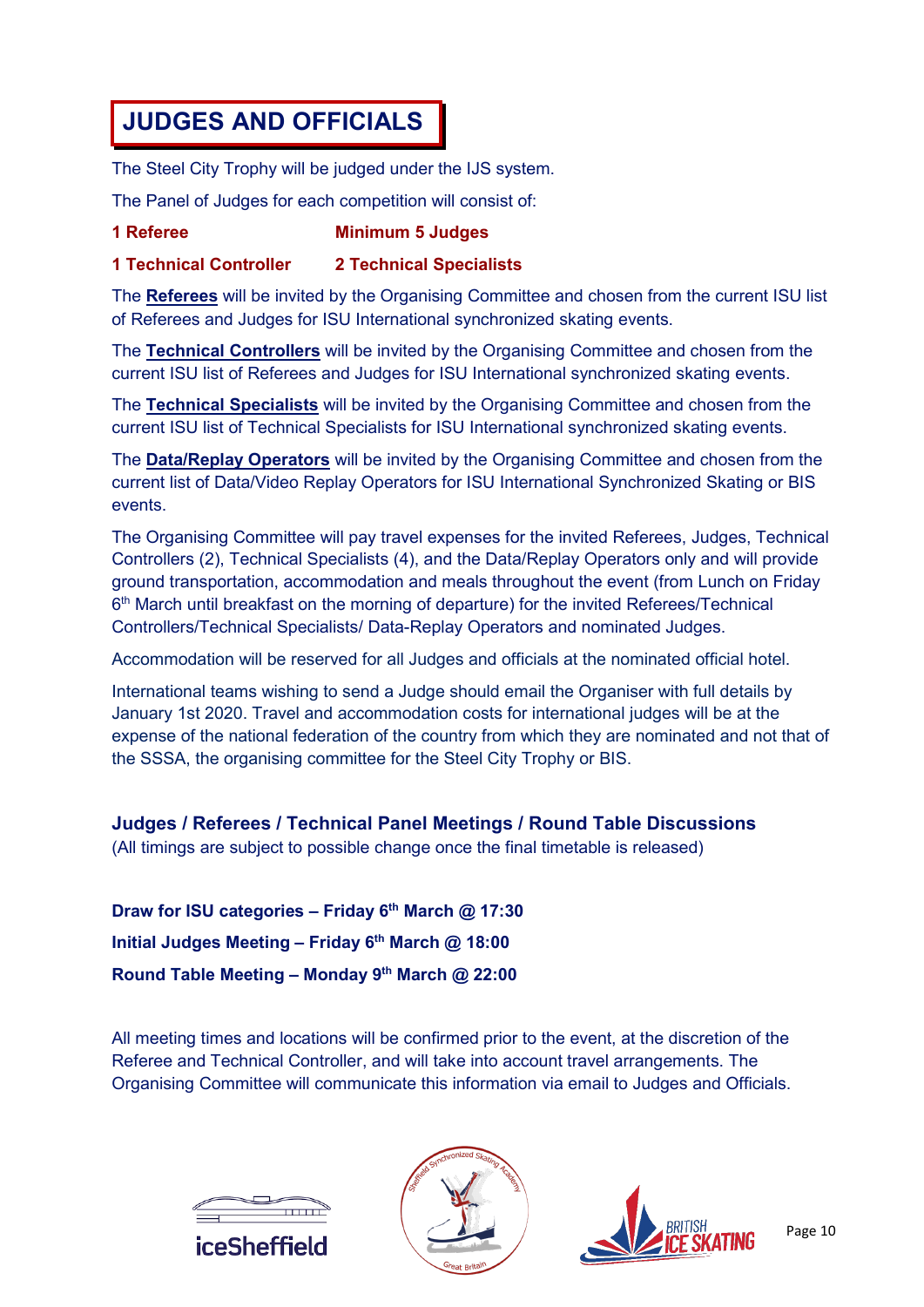# JUDGES AND OFFICIALS

The Steel City Trophy will be judged under the IJS system.

The Panel of Judges for each competition will consist of:

**1 Referee** **Minimum 5 Judges**

**1 Technical Controller** **2 Technical Specialists**

The **Referees** will be invited by the Organising Committee and chosen from the current ISU list of Referees and Judges for ISU International synchronized skating events.

The **Technical Controllers** will be invited by the Organising Committee and chosen from the current ISU list of Referees and Judges for ISU International synchronized skating events.

The **Technical Specialists** will be invited by the Organising Committee and chosen from the current ISU list of Technical Specialists for ISU International synchronized skating events.

The **Data/Replay Operators** will be invited by the Organising Committee and chosen from the current list of Data/Video Replay Operators for ISU International Synchronized Skating or BIS events.

The Organising Committee will pay travel expenses for the invited Referees, Judges, Technical Controllers (2), Technical Specialists (4), and the Data/Replay Operators only and will provide ground transportation, accommodation and meals throughout the event (from Lunch on Friday 6th March until breakfast on the morning of departure) for the invited Referees/Technical Controllers/Technical Specialists/ Data-Replay Operators and nominated Judges.

Accommodation will be reserved for all Judges and officials at the nominated official hotel.

International teams wishing to send a Judge should email the Organiser with full details by January 1st 2020. Travel and accommodation costs for international judges will be at the expense of the national federation of the country from which they are nominated and not that of the SSSA, the organising committee for the Steel City Trophy or BIS.

### Judges / Referees / Technical Panel Meetings / Round Table Discussions

(All timings are subject to possible change once the final timetable is released)

**Draw for ISU categories – Friday 6th March @ 17:30**

**Initial Judges Meeting – Friday 6th March @ 18:00**

**Round Table Meeting – Monday 9th March @ 22:00**

All meeting times and locations will be confirmed prior to the event, at the discretion of the Referee and Technical Controller, and will take into account travel arrangements. The Organising Committee will communicate this information via email to Judges and Officials.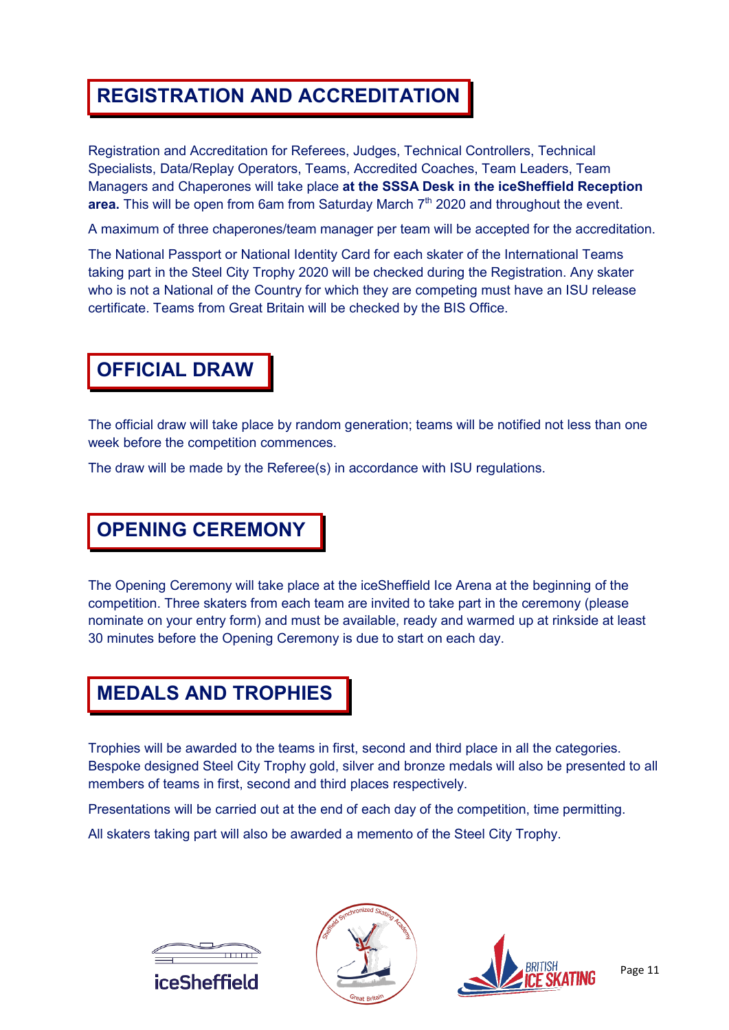# REGISTRATION AND ACCREDITATION

Registration and Accreditation for Referees, Judges, Technical Controllers, Technical Specialists, Data/Replay Operators, Teams, Accredited Coaches, Team Leaders, Team Managers and Chaperones will take place **at the SSSA Desk in the iceSheffield Reception area.** This will be open from 6am from Saturday March 7th 2020 and throughout the event.

A maximum of three chaperones/team manager per team will be accepted for the accreditation.

The National Passport or National Identity Card for each skater of the International Teams taking part in the Steel City Trophy 2020 will be checked during the Registration. Any skater who is not a National of the Country for which they are competing must have an ISU release certificate. Teams from Great Britain will be checked by the BIS Office.

# OFFICIAL DRAW

The official draw will take place by random generation; teams will be notified not less than one week before the competition commences.

The draw will be made by the Referee(s) in accordance with ISU regulations.

# OPENING CEREMONY

The Opening Ceremony will take place at the iceSheffield Ice Arena at the beginning of the competition. Three skaters from each team are invited to take part in the ceremony (please nominate on your entry form) and must be available, ready and warmed up at rinkside at least 30 minutes before the Opening Ceremony is due to start on each day.

# MEDALS AND TROPHIES

Trophies will be awarded to the teams in first, second and third place in all the categories. Bespoke designed Steel City Trophy gold, silver and bronze medals will also be presented to all members of teams in first, second and third places respectively.

Presentations will be carried out at the end of each day of the competition, time permitting.

All skaters taking part will also be awarded a memento of the Steel City Trophy.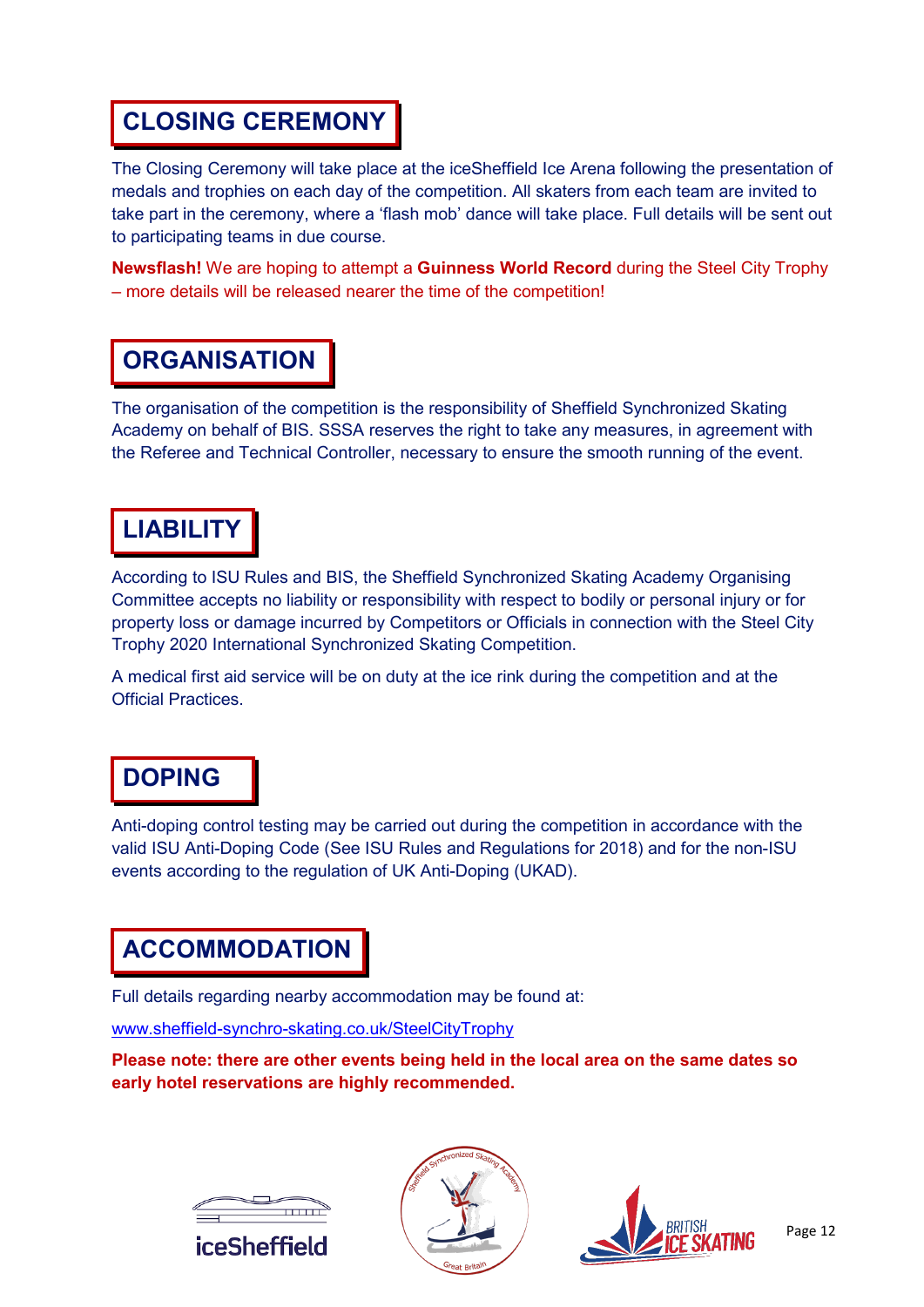## CLOSING CEREMONY

The Closing Ceremony will take place at the iceSheffield Ice Arena following the presentation of medals and trophies on each day of the competition. All skaters from each team are invited to take part in the ceremony, where a 'flash mob' dance will take place. Full details will be sent out to participating teams in due course.

**Newsflash!** We are hoping to attempt a **Guinness World Record** during the Steel City Trophy – more details will be released nearer the time of the competition!

## ORGANISATION

The organisation of the competition is the responsibility of Sheffield Synchronized Skating Academy on behalf of BIS. SSSA reserves the right to take any measures, in agreement with the Referee and Technical Controller, necessary to ensure the smooth running of the event.

## LIABILITY

According to ISU Rules and BIS, the Sheffield Synchronized Skating Academy Organising Committee accepts no liability or responsibility with respect to bodily or personal injury or for property loss or damage incurred by Competitors or Officials in connection with the Steel City Trophy 2020 International Synchronized Skating Competition.

A medical first aid service will be on duty at the ice rink during the competition and at the Official Practices.

## DOPING

Anti-doping control testing may be carried out during the competition in accordance with the valid ISU Anti-Doping Code (See ISU Rules and Regulations for 2018) and for the non-ISU events according to the regulation of UK Anti-Doping (UKAD).

## ACCOMMODATION

Full details regarding nearby accommodation may be found at:

www.sheffield-synchro-skating.co.uk/SteelCityTrophy

**Please note: there are other events being held in the local area on the same dates so early hotel reservations are highly recommended.**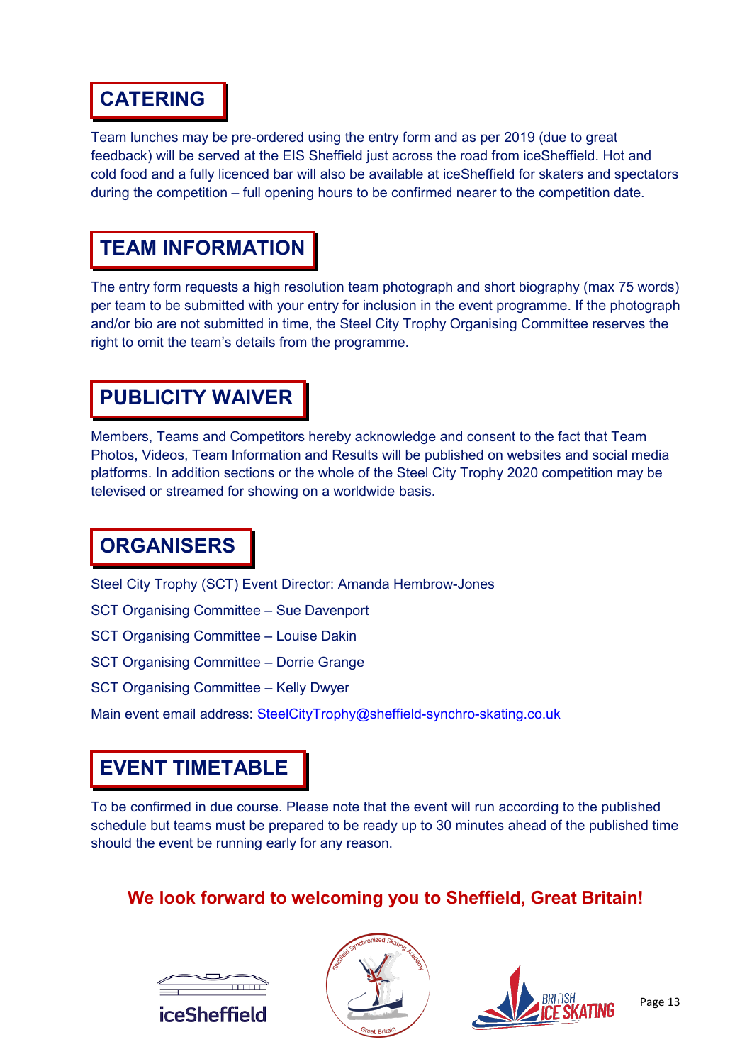## CATERING

Team lunches may be pre-ordered using the entry form and as per 2019 (due to great feedback) will be served at the EIS Sheffield just across the road from iceSheffield. Hot and cold food and a fully licenced bar will also be available at iceSheffield for skaters and spectators during the competition – full opening hours to be confirmed nearer to the competition date.

## TEAM INFORMATION

The entry form requests a high resolution team photograph and short biography (max 75 words) per team to be submitted with your entry for inclusion in the event programme. If the photograph and/or bio are not submitted in time, the Steel City Trophy Organising Committee reserves the right to omit the team's details from the programme.

## PUBLICITY WAIVER

Members, Teams and Competitors hereby acknowledge and consent to the fact that Team Photos, Videos, Team Information and Results will be published on websites and social media platforms. In addition sections or the whole of the Steel City Trophy 2020 competition may be televised or streamed for showing on a worldwide basis.

## ORGANISERS

Steel City Trophy (SCT) Event Director: Amanda Hembrow-Jones

SCT Organising Committee – Sue Davenport

SCT Organising Committee – Louise Dakin

SCT Organising Committee – Dorrie Grange

SCT Organising Committee – Kelly Dwyer

Main event email address: SteelCityTrophy@sheffield-synchro-skating.co.uk

## EVENT TIMETABLE

To be confirmed in due course. Please note that the event will run according to the published schedule but teams must be prepared to be ready up to 30 minutes ahead of the published time should the event be running early for any reason.

**We look forward to welcoming you to Sheffield, Great Britain!**